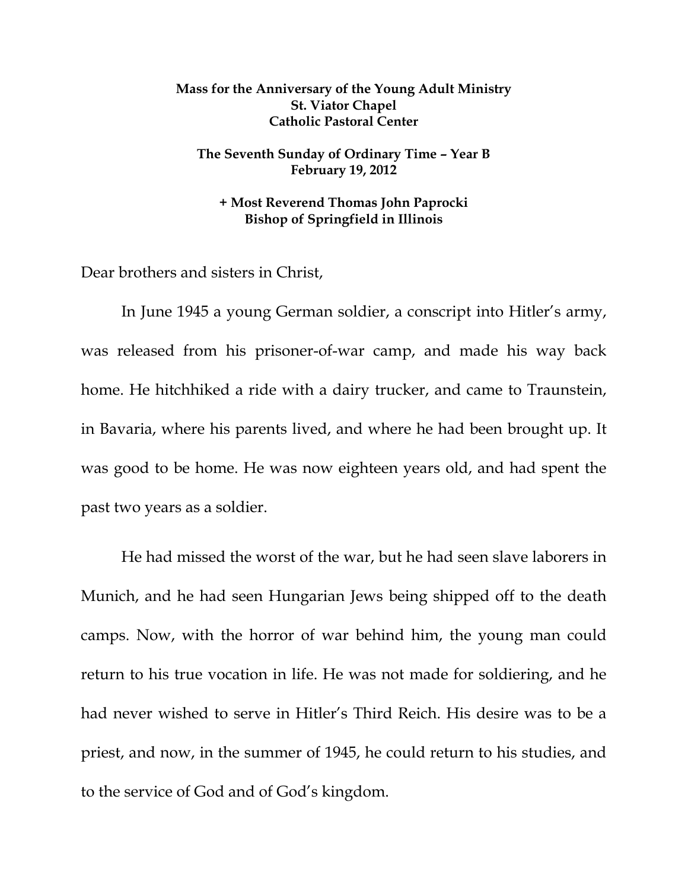**Mass for the Anniversary of the Young Adult Ministry**
**St. Viator Chapel**
**Catholic Pastoral Center**

**The Seventh Sunday of Ordinary Time – Year B**
**February 19, 2012**

**+ Most Reverend Thomas John Paprocki**
**Bishop of Springfield in Illinois**

Dear brothers and sisters in Christ,

In June 1945 a young German soldier, a conscript into Hitler's army, was released from his prisoner-of-war camp, and made his way back home. He hitchhiked a ride with a dairy trucker, and came to Traunstein, in Bavaria, where his parents lived, and where he had been brought up. It was good to be home. He was now eighteen years old, and had spent the past two years as a soldier.

He had missed the worst of the war, but he had seen slave laborers in Munich, and he had seen Hungarian Jews being shipped off to the death camps. Now, with the horror of war behind him, the young man could return to his true vocation in life. He was not made for soldiering, and he had never wished to serve in Hitler's Third Reich. His desire was to be a priest, and now, in the summer of 1945, he could return to his studies, and to the service of God and of God's kingdom.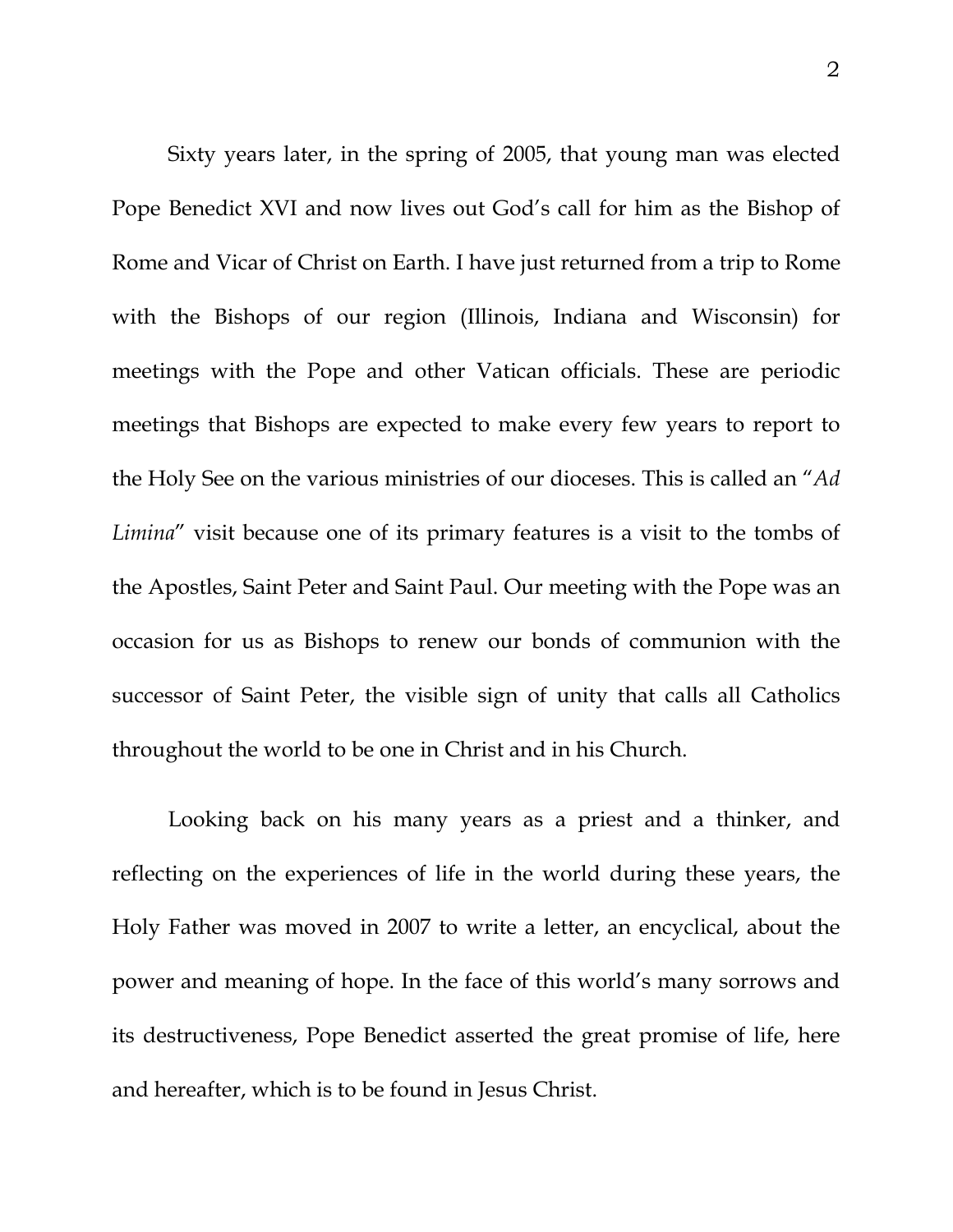Sixty years later, in the spring of 2005, that young man was elected Pope Benedict XVI and now lives out God's call for him as the Bishop of Rome and Vicar of Christ on Earth. I have just returned from a trip to Rome with the Bishops of our region (Illinois, Indiana and Wisconsin) for meetings with the Pope and other Vatican officials. These are periodic meetings that Bishops are expected to make every few years to report to the Holy See on the various ministries of our dioceses. This is called an "*Ad Limina*" visit because one of its primary features is a visit to the tombs of the Apostles, Saint Peter and Saint Paul. Our meeting with the Pope was an occasion for us as Bishops to renew our bonds of communion with the successor of Saint Peter, the visible sign of unity that calls all Catholics throughout the world to be one in Christ and in his Church.

Looking back on his many years as a priest and a thinker, and reflecting on the experiences of life in the world during these years, the Holy Father was moved in 2007 to write a letter, an encyclical, about the power and meaning of hope. In the face of this world's many sorrows and its destructiveness, Pope Benedict asserted the great promise of life, here and hereafter, which is to be found in Jesus Christ.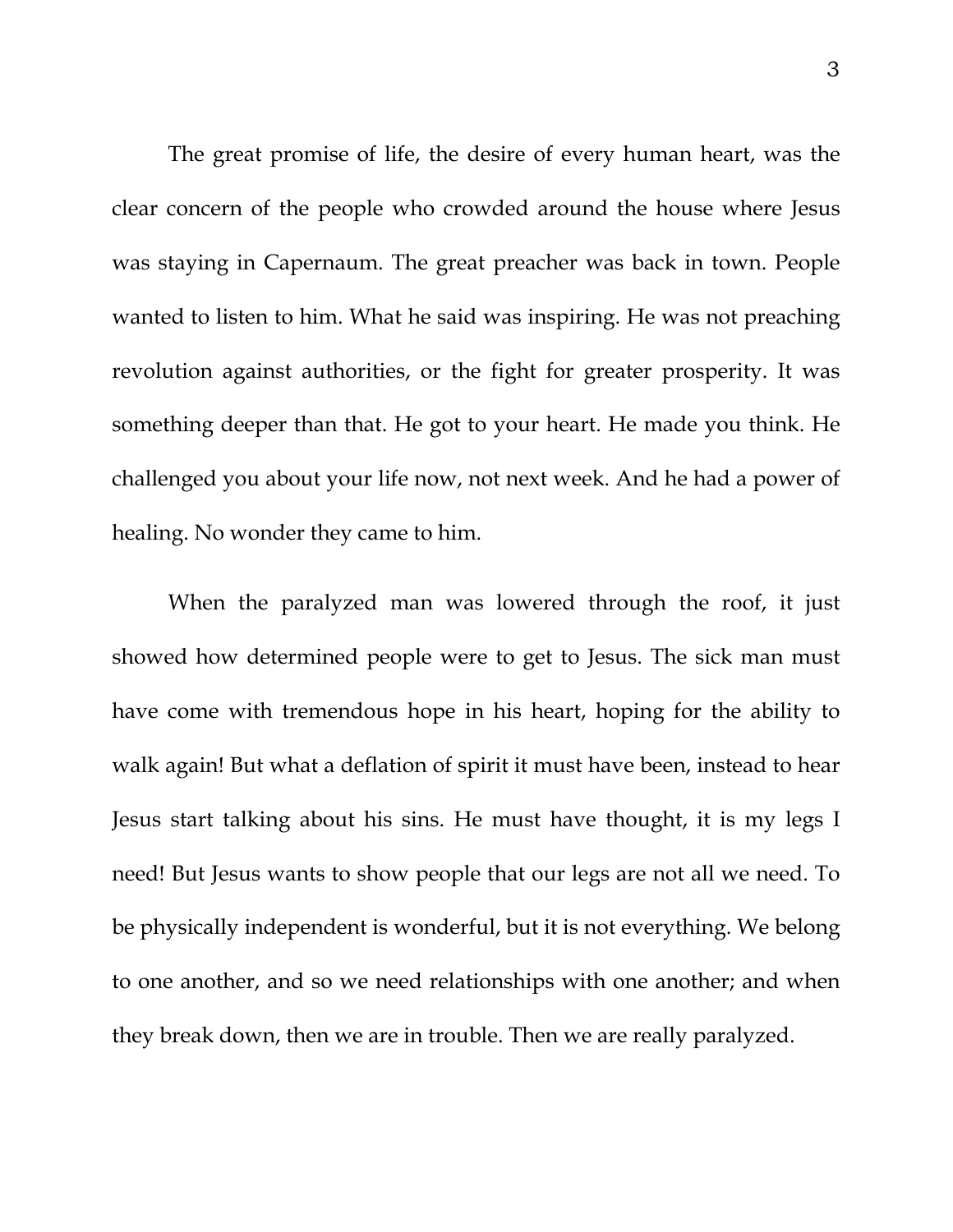The great promise of life, the desire of every human heart, was the clear concern of the people who crowded around the house where Jesus was staying in Capernaum. The great preacher was back in town. People wanted to listen to him. What he said was inspiring. He was not preaching revolution against authorities, or the fight for greater prosperity. It was something deeper than that. He got to your heart. He made you think. He challenged you about your life now, not next week. And he had a power of healing. No wonder they came to him.

When the paralyzed man was lowered through the roof, it just showed how determined people were to get to Jesus. The sick man must have come with tremendous hope in his heart, hoping for the ability to walk again! But what a deflation of spirit it must have been, instead to hear Jesus start talking about his sins. He must have thought, it is my legs I need! But Jesus wants to show people that our legs are not all we need. To be physically independent is wonderful, but it is not everything. We belong to one another, and so we need relationships with one another; and when they break down, then we are in trouble. Then we are really paralyzed.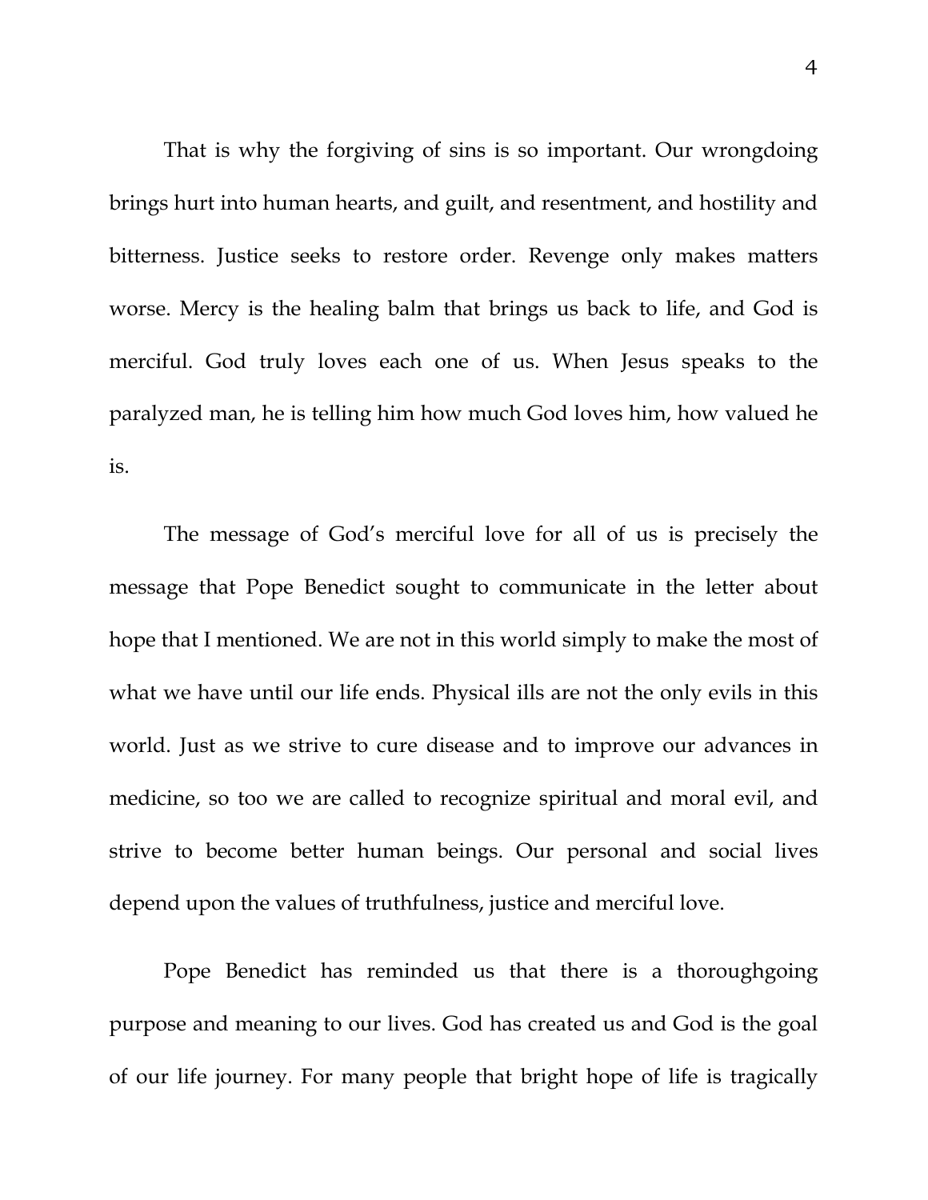That is why the forgiving of sins is so important. Our wrongdoing brings hurt into human hearts, and guilt, and resentment, and hostility and bitterness. Justice seeks to restore order. Revenge only makes matters worse. Mercy is the healing balm that brings us back to life, and God is merciful. God truly loves each one of us. When Jesus speaks to the paralyzed man, he is telling him how much God loves him, how valued he is.

The message of God's merciful love for all of us is precisely the message that Pope Benedict sought to communicate in the letter about hope that I mentioned. We are not in this world simply to make the most of what we have until our life ends. Physical ills are not the only evils in this world. Just as we strive to cure disease and to improve our advances in medicine, so too we are called to recognize spiritual and moral evil, and strive to become better human beings. Our personal and social lives depend upon the values of truthfulness, justice and merciful love.

Pope Benedict has reminded us that there is a thoroughgoing purpose and meaning to our lives. God has created us and God is the goal of our life journey. For many people that bright hope of life is tragically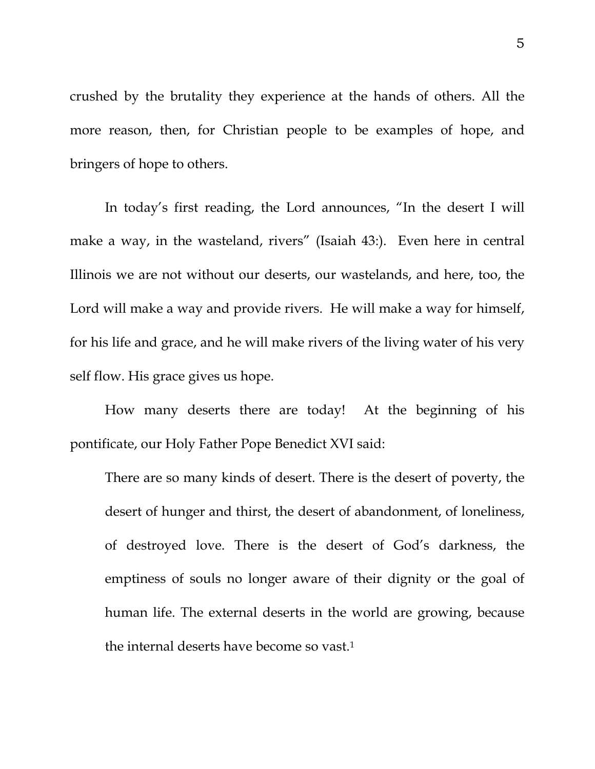crushed by the brutality they experience at the hands of others. All the more reason, then, for Christian people to be examples of hope, and bringers of hope to others.

In today's first reading, the Lord announces, "In the desert I will make a way, in the wasteland, rivers" (Isaiah 43:). Even here in central Illinois we are not without our deserts, our wastelands, and here, too, the Lord will make a way and provide rivers. He will make a way for himself, for his life and grace, and he will make rivers of the living water of his very self flow. His grace gives us hope.

How many deserts there are today! At the beginning of his pontificate, our Holy Father Pope Benedict XVI said:

> There are so many kinds of desert. There is the desert of poverty, the desert of hunger and thirst, the desert of abandonment, of loneliness, of destroyed love. There is the desert of God's darkness, the emptiness of souls no longer aware of their dignity or the goal of human life. The external deserts in the world are growing, because the internal deserts have become so vast.[1]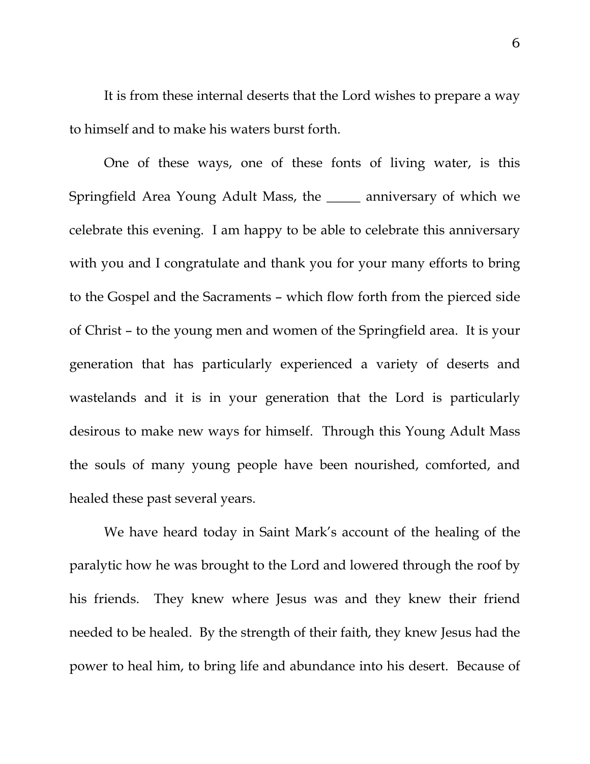It is from these internal deserts that the Lord wishes to prepare a way to himself and to make his waters burst forth.

One of these ways, one of these fonts of living water, is this Springfield Area Young Adult Mass, the _____ anniversary of which we celebrate this evening. I am happy to be able to celebrate this anniversary with you and I congratulate and thank you for your many efforts to bring to the Gospel and the Sacraments – which flow forth from the pierced side of Christ – to the young men and women of the Springfield area. It is your generation that has particularly experienced a variety of deserts and wastelands and it is in your generation that the Lord is particularly desirous to make new ways for himself. Through this Young Adult Mass the souls of many young people have been nourished, comforted, and healed these past several years.

We have heard today in Saint Mark's account of the healing of the paralytic how he was brought to the Lord and lowered through the roof by his friends. They knew where Jesus was and they knew their friend needed to be healed. By the strength of their faith, they knew Jesus had the power to heal him, to bring life and abundance into his desert. Because of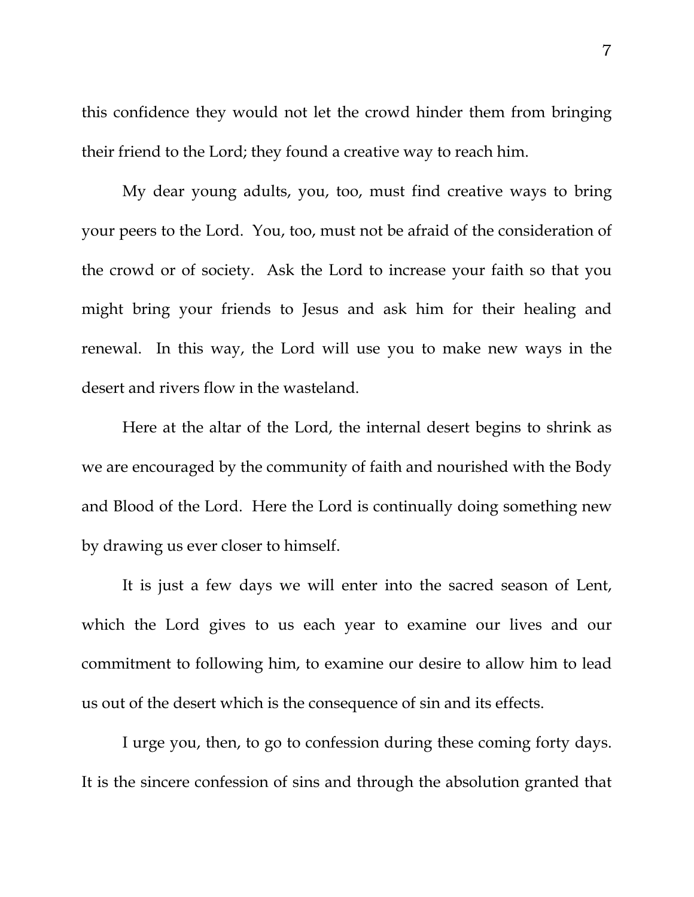this confidence they would not let the crowd hinder them from bringing their friend to the Lord; they found a creative way to reach him.

My dear young adults, you, too, must find creative ways to bring your peers to the Lord. You, too, must not be afraid of the consideration of the crowd or of society. Ask the Lord to increase your faith so that you might bring your friends to Jesus and ask him for their healing and renewal. In this way, the Lord will use you to make new ways in the desert and rivers flow in the wasteland.

Here at the altar of the Lord, the internal desert begins to shrink as we are encouraged by the community of faith and nourished with the Body and Blood of the Lord. Here the Lord is continually doing something new by drawing us ever closer to himself.

It is just a few days we will enter into the sacred season of Lent, which the Lord gives to us each year to examine our lives and our commitment to following him, to examine our desire to allow him to lead us out of the desert which is the consequence of sin and its effects.

I urge you, then, to go to confession during these coming forty days. It is the sincere confession of sins and through the absolution granted that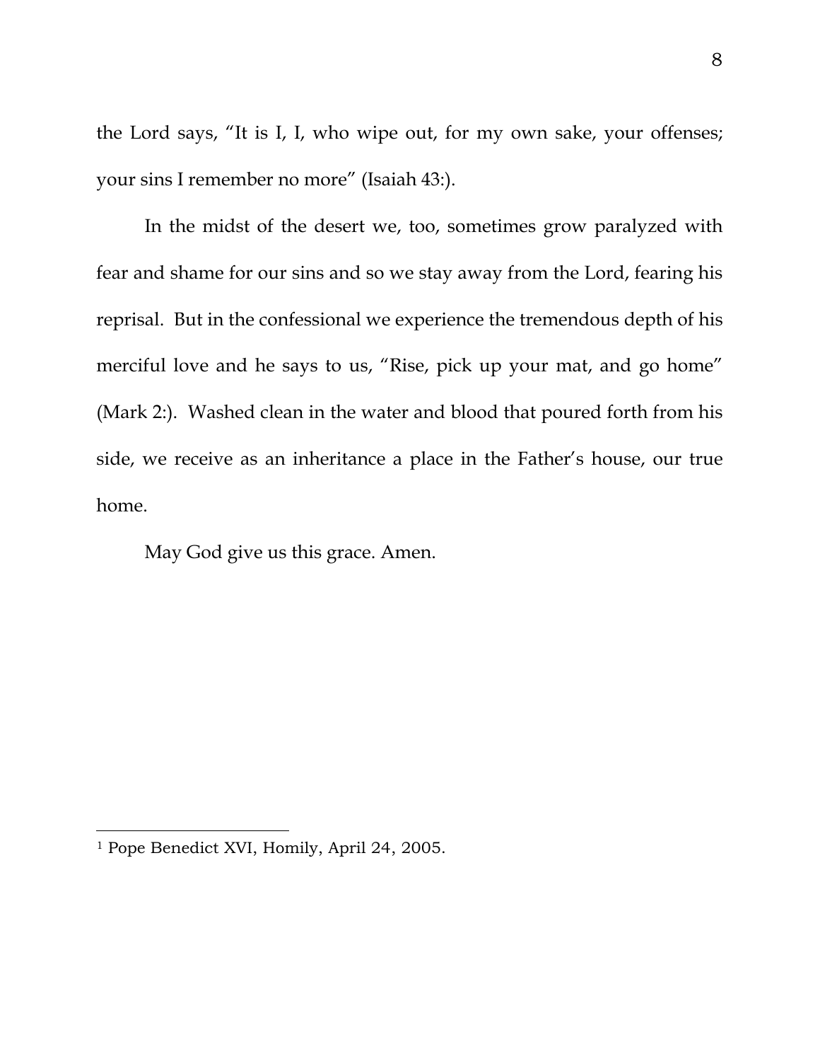the Lord says, "It is I, I, who wipe out, for my own sake, your offenses; your sins I remember no more" (Isaiah 43:).

In the midst of the desert we, too, sometimes grow paralyzed with fear and shame for our sins and so we stay away from the Lord, fearing his reprisal. But in the confessional we experience the tremendous depth of his merciful love and he says to us, "Rise, pick up your mat, and go home" (Mark 2:). Washed clean in the water and blood that poured forth from his side, we receive as an inheritance a place in the Father's house, our true home.

May God give us this grace. Amen.

---

[1] Pope Benedict XVI, Homily, April 24, 2005.